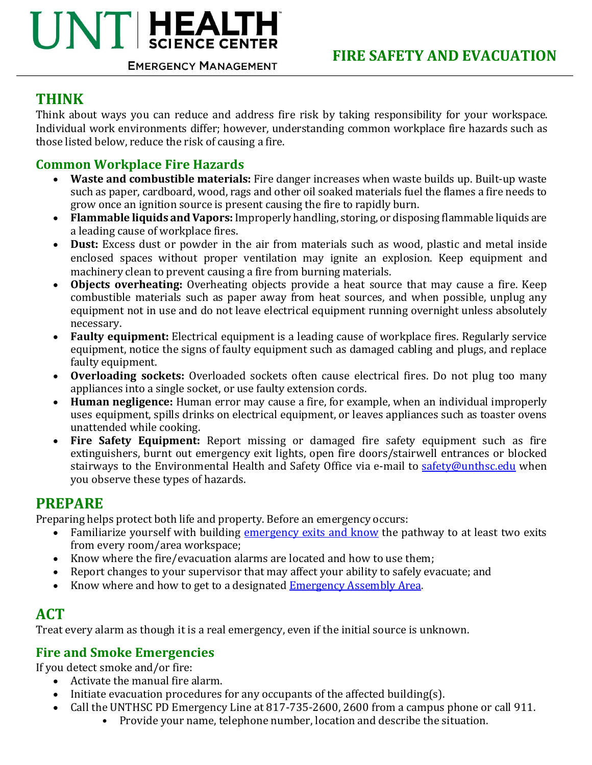UNT | HEALTH SCIENCE CENTER

EMERGENCY MANAGEMENT

# FIRE SAFETY AND EVACUATION

## THINK

Think about ways you can reduce and address fire risk by taking responsibility for your workspace. Individual work environments differ; however, understanding common workplace fire hazards such as those listed below, reduce the risk of causing a fire.

### Common Workplace Fire Hazards

- **Waste and combustible materials:** Fire danger increases when waste builds up. Built-up waste such as paper, cardboard, wood, rags and other oil soaked materials fuel the flames a fire needs to grow once an ignition source is present causing the fire to rapidly burn.
- **Flammable liquids and Vapors:** Improperly handling, storing, or disposing flammable liquids are a leading cause of workplace fires.
- **Dust:** Excess dust or powder in the air from materials such as wood, plastic and metal inside enclosed spaces without proper ventilation may ignite an explosion. Keep equipment and machinery clean to prevent causing a fire from burning materials.
- **Objects overheating:** Overheating objects provide a heat source that may cause a fire. Keep combustible materials such as paper away from heat sources, and when possible, unplug any equipment not in use and do not leave electrical equipment running overnight unless absolutely necessary.
- **Faulty equipment:** Electrical equipment is a leading cause of workplace fires. Regularly service equipment, notice the signs of faulty equipment such as damaged cabling and plugs, and replace faulty equipment.
- **Overloading sockets:** Overloaded sockets often cause electrical fires. Do not plug too many appliances into a single socket, or use faulty extension cords.
- **Human negligence:** Human error may cause a fire, for example, when an individual improperly uses equipment, spills drinks on electrical equipment, or leaves appliances such as toaster ovens unattended while cooking.
- **Fire Safety Equipment:** Report missing or damaged fire safety equipment such as fire extinguishers, burnt out emergency exit lights, open fire doors/stairwell entrances or blocked stairways to the Environmental Health and Safety Office via e-mail to safety@unthsc.edu when you observe these types of hazards.

## PREPARE

Preparing helps protect both life and property. Before an emergency occurs:

- Familiarize yourself with building emergency exits and know the pathway to at least two exits from every room/area workspace;
- Know where the fire/evacuation alarms are located and how to use them;
- Report changes to your supervisor that may affect your ability to safely evacuate; and
- Know where and how to get to a designated Emergency Assembly Area.

## ACT

Treat every alarm as though it is a real emergency, even if the initial source is unknown.

### Fire and Smoke Emergencies

If you detect smoke and/or fire:

- Activate the manual fire alarm.
- Initiate evacuation procedures for any occupants of the affected building(s).
- Call the UNTHSC PD Emergency Line at 817-735-2600, 2600 from a campus phone or call 911.
    - Provide your name, telephone number, location and describe the situation.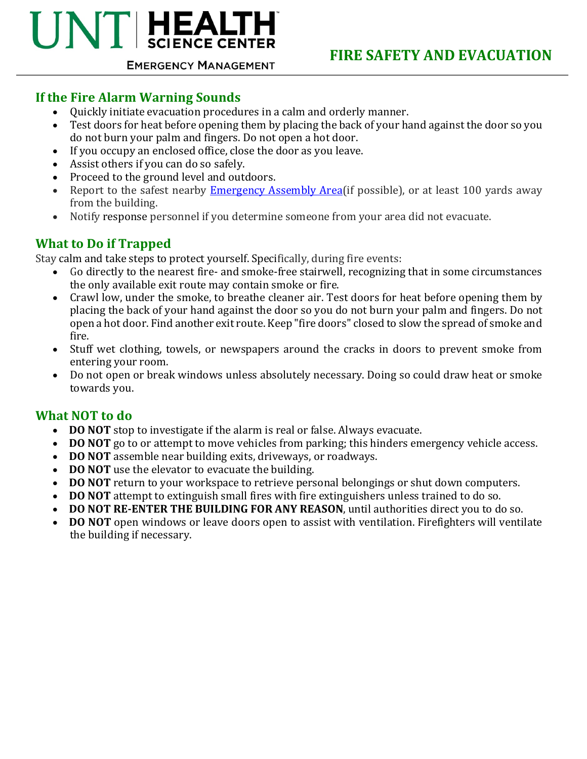UNT | HEALTH SCIENCE CENTER

EMERGENCY MANAGEMENT

# FIRE SAFETY AND EVACUATION

## If the Fire Alarm Warning Sounds

- Quickly initiate evacuation procedures in a calm and orderly manner.
- Test doors for heat before opening them by placing the back of your hand against the door so you do not burn your palm and fingers. Do not open a hot door.
- If you occupy an enclosed office, close the door as you leave.
- Assist others if you can do so safely.
- Proceed to the ground level and outdoors.
- Report to the safest nearby Emergency Assembly Area(if possible), or at least 100 yards away from the building.
- Notify response personnel if you determine someone from your area did not evacuate.

## What to Do if Trapped

Stay calm and take steps to protect yourself. Specifically, during fire events:

- Go directly to the nearest fire- and smoke-free stairwell, recognizing that in some circumstances the only available exit route may contain smoke or fire.
- Crawl low, under the smoke, to breathe cleaner air. Test doors for heat before opening them by placing the back of your hand against the door so you do not burn your palm and fingers. Do not open a hot door. Find another exit route. Keep "fire doors" closed to slow the spread of smoke and fire.
- Stuff wet clothing, towels, or newspapers around the cracks in doors to prevent smoke from entering your room.
- Do not open or break windows unless absolutely necessary. Doing so could draw heat or smoke towards you.

## What NOT to do

- **DO NOT** stop to investigate if the alarm is real or false. Always evacuate.
- **DO NOT** go to or attempt to move vehicles from parking; this hinders emergency vehicle access.
- **DO NOT** assemble near building exits, driveways, or roadways.
- **DO NOT** use the elevator to evacuate the building.
- **DO NOT** return to your workspace to retrieve personal belongings or shut down computers.
- **DO NOT** attempt to extinguish small fires with fire extinguishers unless trained to do so.
- **DO NOT RE-ENTER THE BUILDING FOR ANY REASON**, until authorities direct you to do so.
- **DO NOT** open windows or leave doors open to assist with ventilation. Firefighters will ventilate the building if necessary.